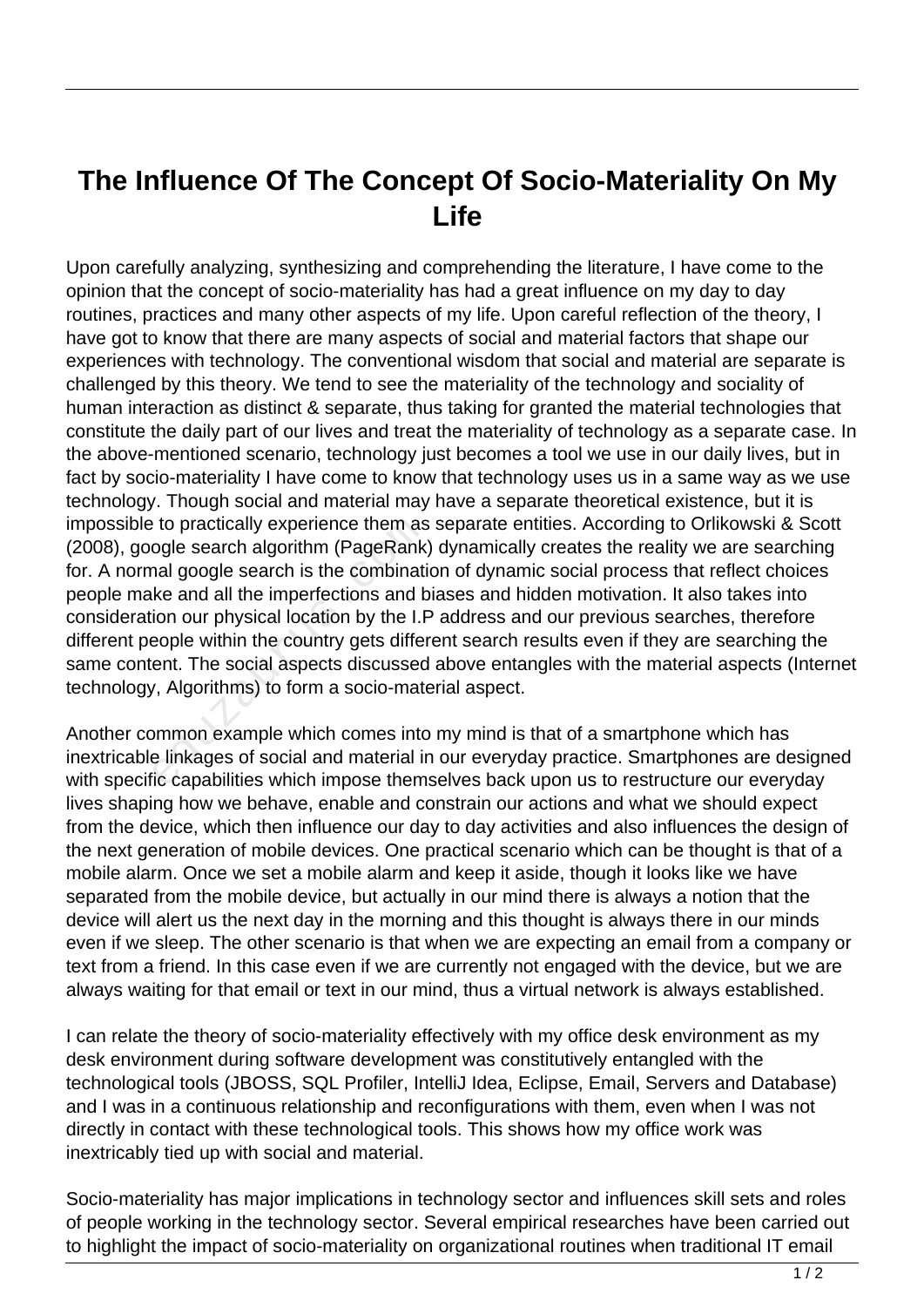# The Influence Of The Concept Of Socio-Materiality On My Life

Upon carefully analyzing, synthesizing and comprehending the literature, I have come to the opinion that the concept of socio-materiality has had a great influence on my day to day routines, practices and many other aspects of my life. Upon careful reflection of the theory, I have got to know that there are many aspects of social and material factors that shape our experiences with technology. The conventional wisdom that social and material are separate is challenged by this theory. We tend to see the materiality of the technology and sociality of human interaction as distinct & separate, thus taking for granted the material technologies that constitute the daily part of our lives and treat the materiality of technology as a separate case. In the above-mentioned scenario, technology just becomes a tool we use in our daily lives, but in fact by socio-materiality I have come to know that technology uses us in a same way as we use technology. Though social and material may have a separate theoretical existence, but it is impossible to practically experience them as separate entities. According to Orlikowski & Scott (2008), google search algorithm (PageRank) dynamically creates the reality we are searching for. A normal google search is the combination of dynamic social process that reflect choices people make and all the imperfections and biases and hidden motivation. It also takes into consideration our physical location by the I.P address and our previous searches, therefore different people within the country gets different search results even if they are searching the same content. The social aspects discussed above entangles with the material aspects (Internet technology, Algorithms) to form a socio-material aspect.

Another common example which comes into my mind is that of a smartphone which has inextricable linkages of social and material in our everyday practice. Smartphones are designed with specific capabilities which impose themselves back upon us to restructure our everyday lives shaping how we behave, enable and constrain our actions and what we should expect from the device, which then influence our day to day activities and also influences the design of the next generation of mobile devices. One practical scenario which can be thought is that of a mobile alarm. Once we set a mobile alarm and keep it aside, though it looks like we have separated from the mobile device, but actually in our mind there is always a notion that the device will alert us the next day in the morning and this thought is always there in our minds even if we sleep. The other scenario is that when we are expecting an email from a company or text from a friend. In this case even if we are currently not engaged with the device, but we are always waiting for that email or text in our mind, thus a virtual network is always established.

I can relate the theory of socio-materiality effectively with my office desk environment as my desk environment during software development was constitutively entangled with the technological tools (JBOSS, SQL Profiler, IntelliJ Idea, Eclipse, Email, Servers and Database) and I was in a continuous relationship and reconfigurations with them, even when I was not directly in contact with these technological tools. This shows how my office work was inextricably tied up with social and material.

Socio-materiality has major implications in technology sector and influences skill sets and roles of people working in the technology sector. Several empirical researches have been carried out to highlight the impact of socio-materiality on organizational routines when traditional IT email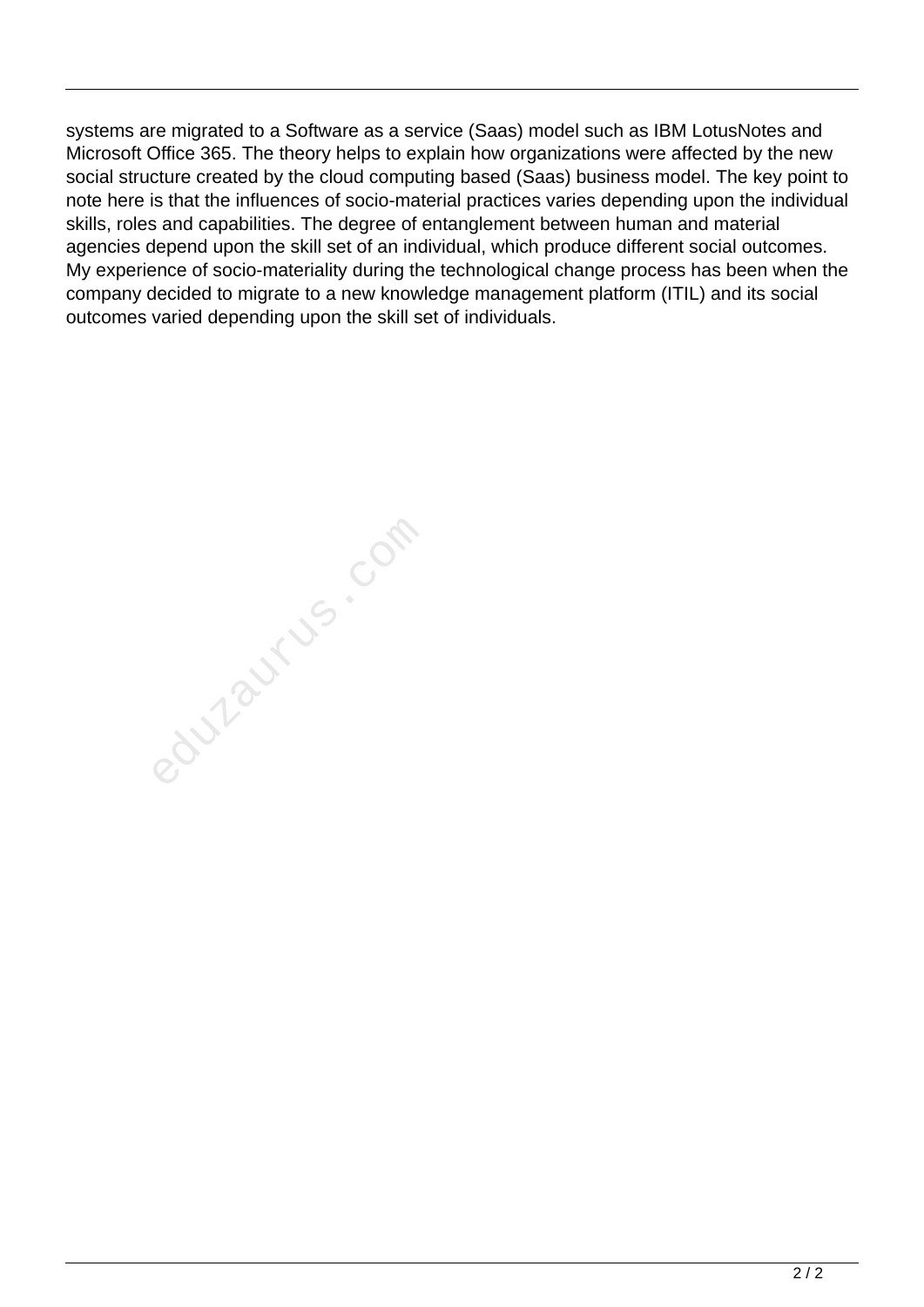systems are migrated to a Software as a service (Saas) model such as IBM LotusNotes and Microsoft Office 365. The theory helps to explain how organizations were affected by the new social structure created by the cloud computing based (Saas) business model. The key point to note here is that the influences of socio-material practices varies depending upon the individual skills, roles and capabilities. The degree of entanglement between human and material agencies depend upon the skill set of an individual, which produce different social outcomes. My experience of socio-materiality during the technological change process has been when the company decided to migrate to a new knowledge management platform (ITIL) and its social outcomes varied depending upon the skill set of individuals.